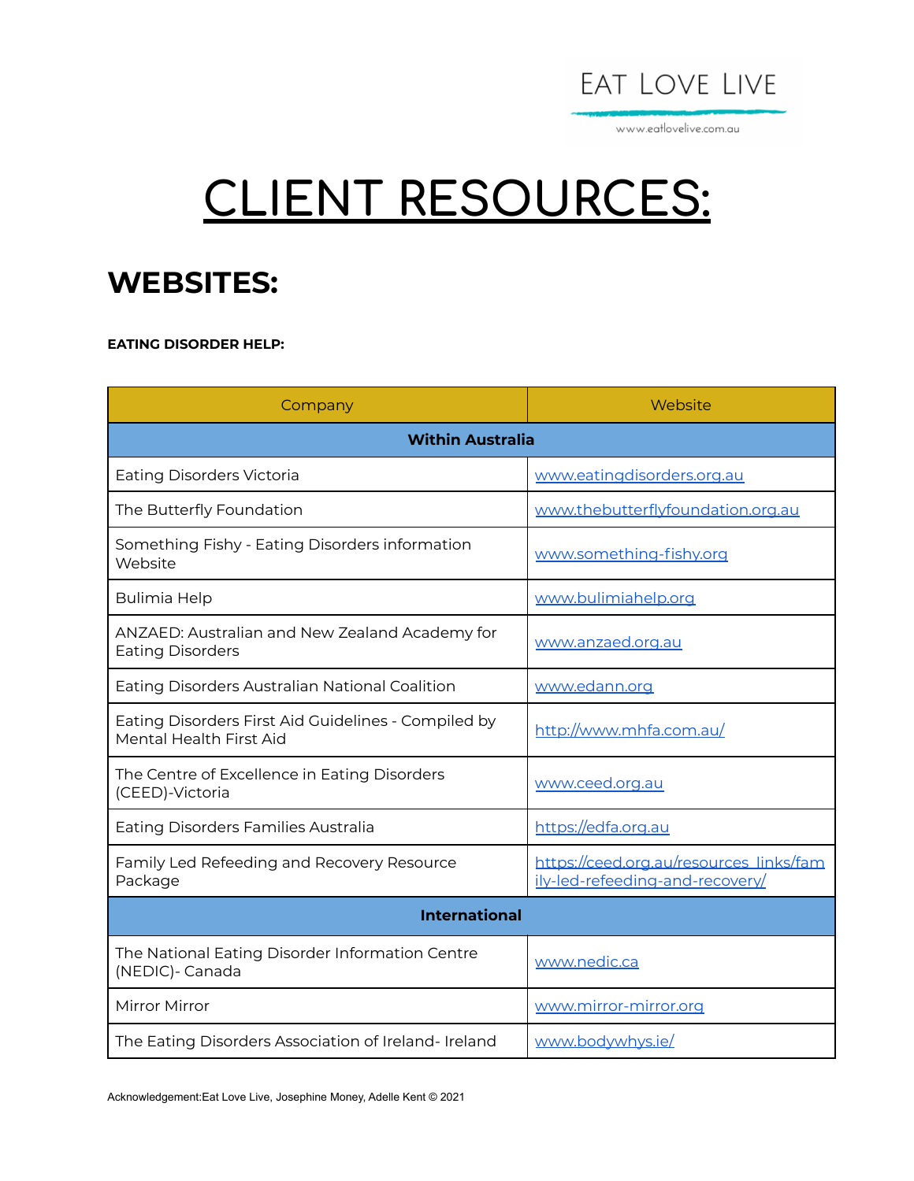EAT LOVE LIVE

www.eatlovelive.com.au

# CLIENT RESOURCES:

## WEBSITES:

**EATING DISORDER HELP:**

| Company | Website |
|---|---|
| **Within Australia** | |
| Eating Disorders Victoria | www.eatingdisorders.org.au |
| The Butterfly Foundation | www.thebutterflyfoundation.org.au |
| Something Fishy - Eating Disorders information Website | www.something-fishy.org |
| Bulimia Help | www.bulimiahelp.org |
| ANZAED: Australian and New Zealand Academy for Eating Disorders | www.anzaed.org.au |
| Eating Disorders Australian National Coalition | www.edann.org |
| Eating Disorders First Aid Guidelines - Compiled by Mental Health First Aid | http://www.mhfa.com.au/ |
| The Centre of Excellence in Eating Disorders (CEED)-Victoria | www.ceed.org.au |
| Eating Disorders Families Australia | https://edfa.org.au |
| Family Led Refeeding and Recovery Resource Package | https://ceed.org.au/resources_links/family-led-refeeding-and-recovery/ |
| **International** | |
| The National Eating Disorder Information Centre (NEDIC)- Canada | www.nedic.ca |
| Mirror Mirror | www.mirror-mirror.org |
| The Eating Disorders Association of Ireland- Ireland | www.bodywhys.ie/ |

Acknowledgement:Eat Love Live, Josephine Money, Adelle Kent © 2021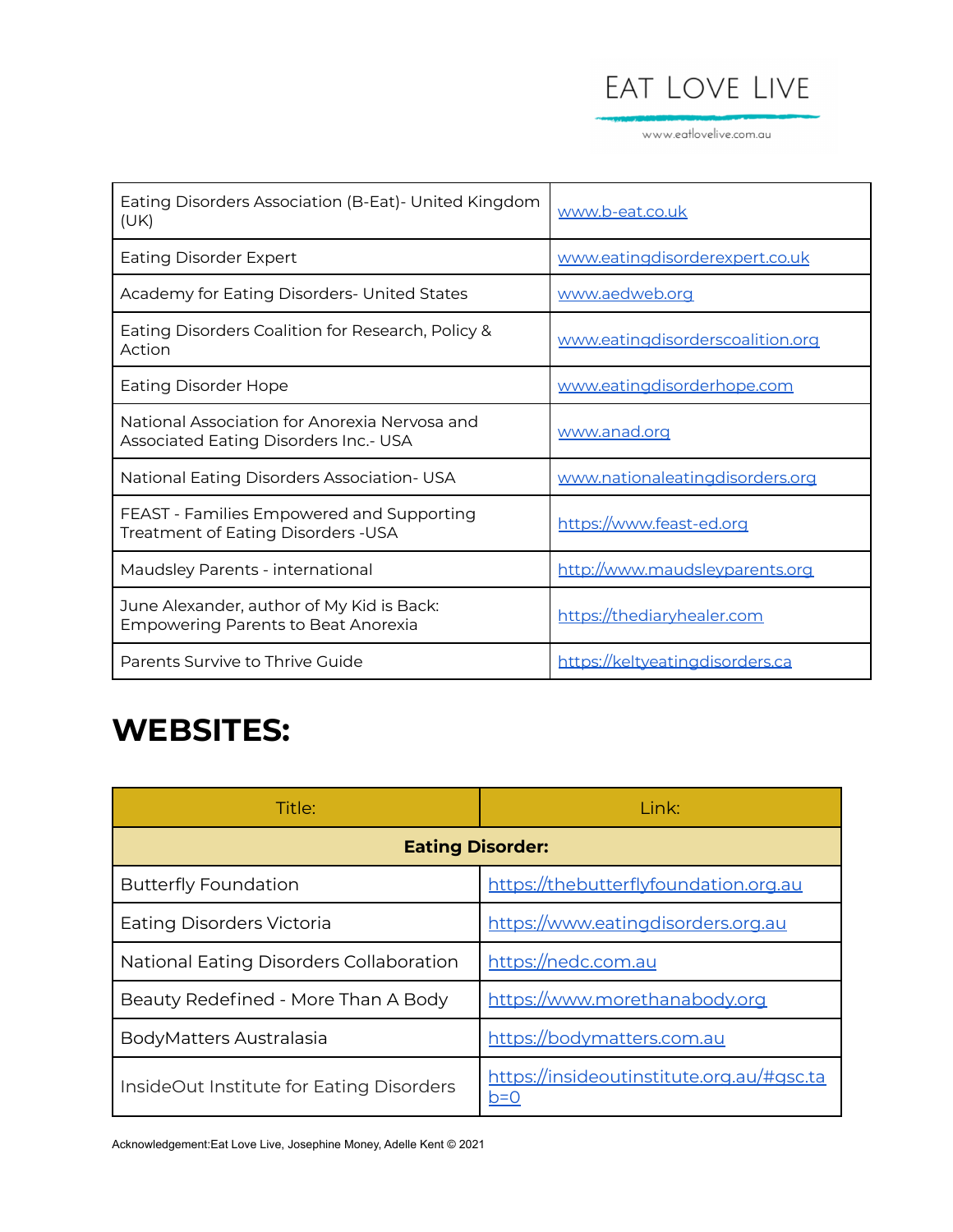| | |
|---|---|
| Eating Disorders Association (B-Eat)- United Kingdom (UK) | www.b-eat.co.uk |
| Eating Disorder Expert | www.eatingdisorderexpert.co.uk |
| Academy for Eating Disorders- United States | www.aedweb.org |
| Eating Disorders Coalition for Research, Policy & Action | www.eatingdisorderscoalition.org |
| Eating Disorder Hope | www.eatingdisorderhope.com |
| National Association for Anorexia Nervosa and Associated Eating Disorders Inc.- USA | www.anad.org |
| National Eating Disorders Association- USA | www.nationaleatingdisorders.org |
| FEAST - Families Empowered and Supporting Treatment of Eating Disorders -USA | https://www.feast-ed.org |
| Maudsley Parents - international | http://www.maudsleyparents.org |
| June Alexander, author of My Kid is Back: Empowering Parents to Beat Anorexia | https://thediaryhealer.com |
| Parents Survive to Thrive Guide | https://keltyeatingdisorders.ca |

# WEBSITES:

| Title: | Link: |
|---|---|
| **Eating Disorder:** | |
| Butterfly Foundation | https://thebutterflyfoundation.org.au |
| Eating Disorders Victoria | https://www.eatingdisorders.org.au |
| National Eating Disorders Collaboration | https://nedc.com.au |
| Beauty Redefined - More Than A Body | https://www.morethanabody.org |
| BodyMatters Australasia | https://bodymatters.com.au |
| InsideOut Institute for Eating Disorders | https://insideoutinstitute.org.au/#gsc.tab=0 |

Acknowledgement:Eat Love Live, Josephine Money, Adelle Kent © 2021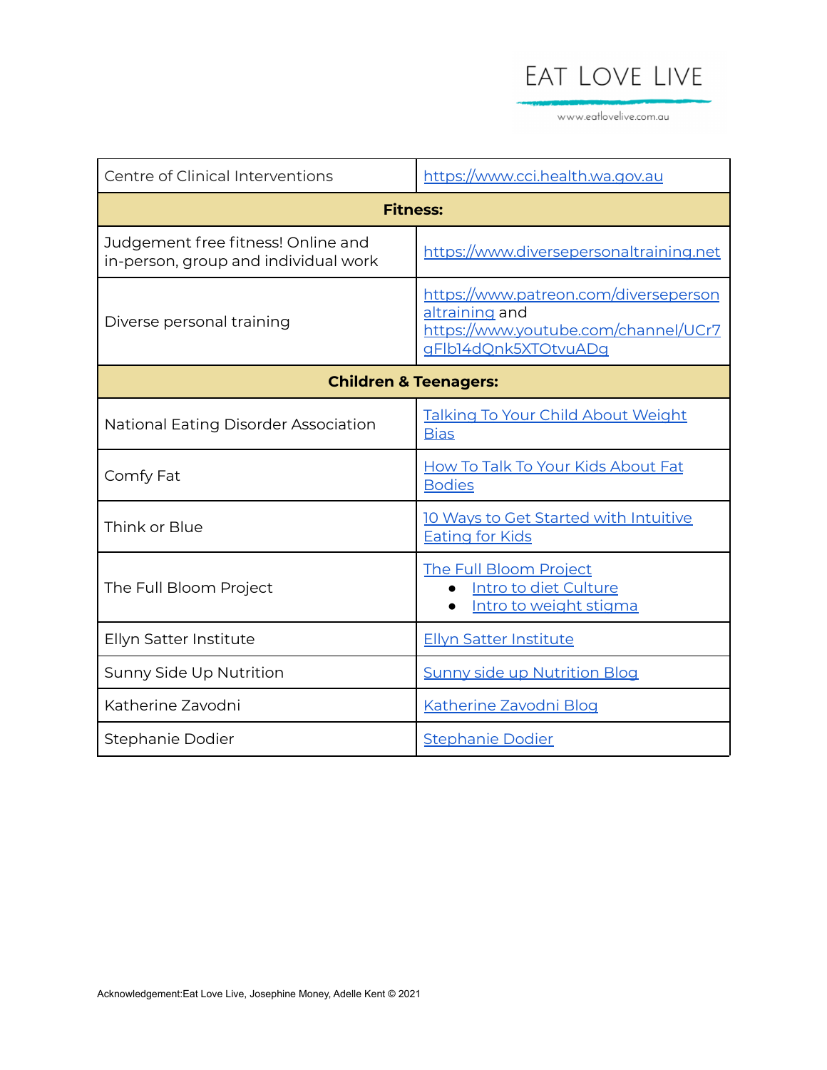| | |
|---|---|
| Centre of Clinical Interventions | https://www.cci.health.wa.gov.au |
| **Fitness:** | |
| Judgement free fitness! Online and in-person, group and individual work | https://www.diversepersonaltraining.net |
| Diverse personal training | https://www.patreon.com/diversepersonaltraining and https://www.youtube.com/channel/UCr7gFlb14dQnk5XTOtvuADg |
| **Children & Teenagers:** | |
| National Eating Disorder Association | Talking To Your Child About Weight Bias |
| Comfy Fat | How To Talk To Your Kids About Fat Bodies |
| Think or Blue | 10 Ways to Get Started with Intuitive Eating for Kids |
| The Full Bloom Project | The Full Bloom Project<br>• Intro to diet Culture<br>• Intro to weight stigma |
| Ellyn Satter Institute | Ellyn Satter Institute |
| Sunny Side Up Nutrition | Sunny side up Nutrition Blog |
| Katherine Zavodni | Katherine Zavodni Blog |
| Stephanie Dodier | Stephanie Dodier |

Acknowledgement:Eat Love Live, Josephine Money, Adelle Kent © 2021